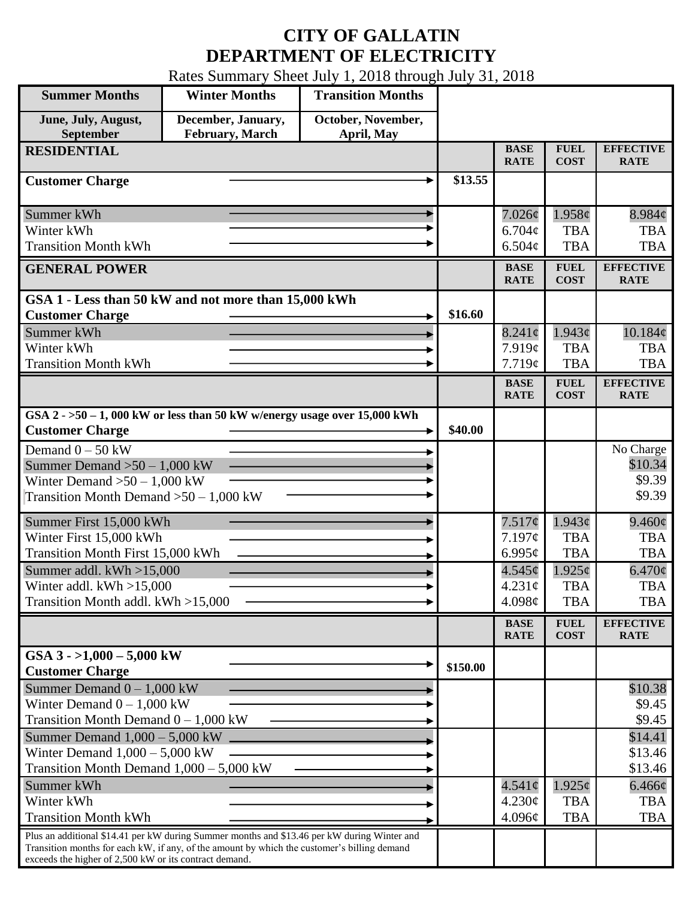# CITY OF GALLATIN
# DEPARTMENT OF ELECTRICITY

Rates Summary Sheet July 1, 2018 through July 31, 2018

| Summer Months | Winter Months | Transition Months |
|---|---|---|
| June, July, August, September | December, January, February, March | October, November, April, May |

| RESIDENTIAL | | BASE RATE | FUEL COST | EFFECTIVE RATE |
|---|---|---|---|---|
| Customer Charge | $13.55 | | | |
| Summer kWh | | 7.026¢ | 1.958¢ | 8.984¢ |
| Winter kWh | | 6.704¢ | TBA | TBA |
| Transition Month kWh | | 6.504¢ | TBA | TBA |

| GENERAL POWER | | BASE RATE | FUEL COST | EFFECTIVE RATE |
|---|---|---|---|---|
| **GSA 1 - Less than 50 kW and not more than 15,000 kWh** | | | | |
| Customer Charge | $16.60 | | | |
| Summer kWh | | 8.241¢ | 1.943¢ | 10.184¢ |
| Winter kWh | | 7.919¢ | TBA | TBA |
| Transition Month kWh | | 7.719¢ | TBA | TBA |

| | | BASE RATE | FUEL COST | EFFECTIVE RATE |
|---|---|---|---|---|
| **GSA 2 - >50 – 1, 000 kW or less than 50 kW w/energy usage over 15,000 kWh** | | | | |
| Customer Charge | $40.00 | | | |
| Demand 0 – 50 kW | | | | No Charge |
| Summer Demand >50 – 1,000 kW | | | | $10.34 |
| Winter Demand >50 – 1,000 kW | | | | $9.39 |
| Transition Month Demand >50 – 1,000 kW | | | | $9.39 |
| Summer First 15,000 kWh | | 7.517¢ | 1.943¢ | 9.460¢ |
| Winter First 15,000 kWh | | 7.197¢ | TBA | TBA |
| Transition Month First 15,000 kWh | | 6.995¢ | TBA | TBA |
| Summer addl. kWh >15,000 | | 4.545¢ | 1.925¢ | 6.470¢ |
| Winter addl. kWh >15,000 | | 4.231¢ | TBA | TBA |
| Transition Month addl. kWh >15,000 | | 4.098¢ | TBA | TBA |

| | | BASE RATE | FUEL COST | EFFECTIVE RATE |
|---|---|---|---|---|
| **GSA 3 - >1,000 – 5,000 kW** | | | | |
| Customer Charge | $150.00 | | | |
| Summer Demand 0 – 1,000 kW | | | | $10.38 |
| Winter Demand 0 – 1,000 kW | | | | $9.45 |
| Transition Month Demand 0 – 1,000 kW | | | | $9.45 |
| Summer Demand 1,000 – 5,000 kW | | | | $14.41 |
| Winter Demand 1,000 – 5,000 kW | | | | $13.46 |
| Transition Month Demand 1,000 – 5,000 kW | | | | $13.46 |
| Summer kWh | | 4.541¢ | 1.925¢ | 6.466¢ |
| Winter kWh | | 4.230¢ | TBA | TBA |
| Transition Month kWh | | 4.096¢ | TBA | TBA |
| Plus an additional $14.41 per kW during Summer months and $13.46 per kW during Winter and Transition months for each kW, if any, of the amount by which the customer's billing demand exceeds the higher of 2,500 kW or its contract demand. | | | | |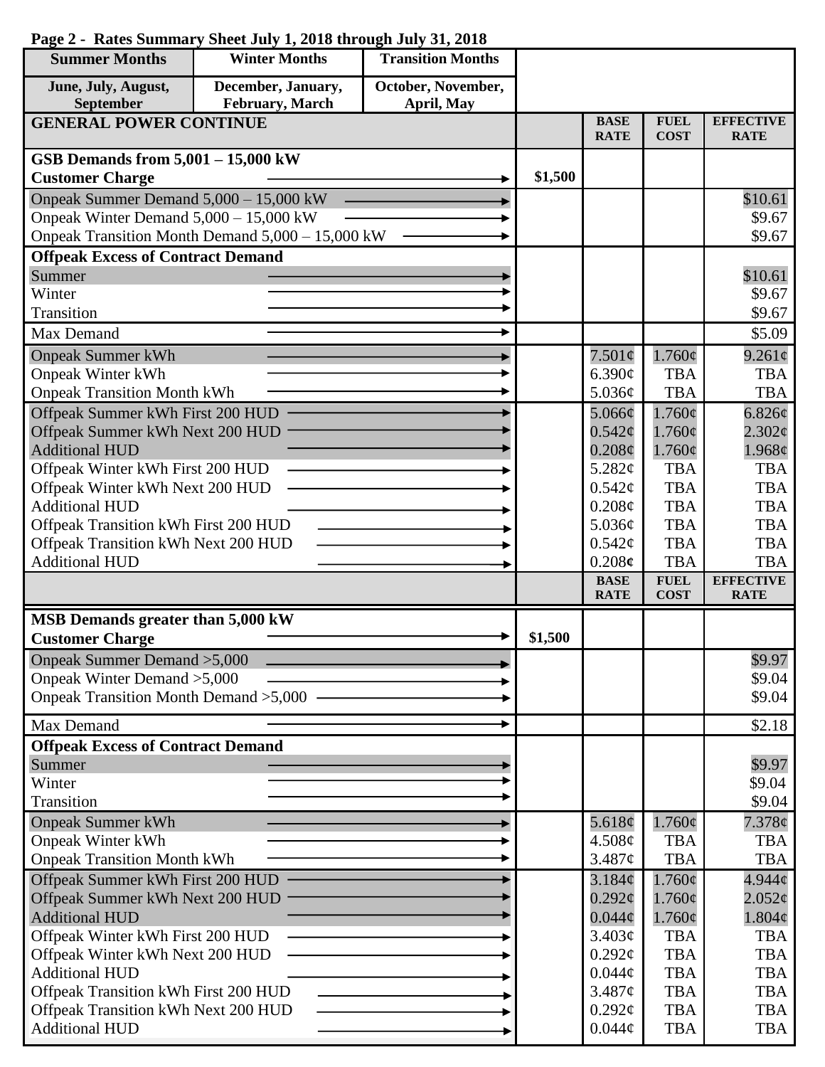**Page 2 - Rates Summary Sheet July 1, 2018 through July 31, 2018**

| Summer Months | Winter Months | Transition Months |
|---|---|---|
| June, July, August, September | December, January, February, March | October, November, April, May |

| GENERAL POWER CONTINUE | | BASE RATE | FUEL COST | EFFECTIVE RATE |
|---|---|---|---|---|
| **GSB Demands from 5,001 – 15,000 kW** | | | | |
| **Customer Charge** | $1,500 | | | |
| Onpeak Summer Demand 5,000 – 15,000 kW | | | | $10.61 |
| Onpeak Winter Demand 5,000 – 15,000 kW | | | | $9.67 |
| Onpeak Transition Month Demand 5,000 – 15,000 kW | | | | $9.67 |
| **Offpeak Excess of Contract Demand** | | | | |
| Summer | | | | $10.61 |
| Winter | | | | $9.67 |
| Transition | | | | $9.67 |
| Max Demand | | | | $5.09 |
| Onpeak Summer kWh | | 7.501¢ | 1.760¢ | 9.261¢ |
| Onpeak Winter kWh | | 6.390¢ | TBA | TBA |
| Onpeak Transition Month kWh | | 5.036¢ | TBA | TBA |
| Offpeak Summer kWh First 200 HUD | | 5.066¢ | 1.760¢ | 6.826¢ |
| Offpeak Summer kWh Next 200 HUD | | 0.542¢ | 1.760¢ | 2.302¢ |
| Additional HUD | | 0.208¢ | 1.760¢ | 1.968¢ |
| Offpeak Winter kWh First 200 HUD | | 5.282¢ | TBA | TBA |
| Offpeak Winter kWh Next 200 HUD | | 0.542¢ | TBA | TBA |
| Additional HUD | | 0.208¢ | TBA | TBA |
| Offpeak Transition kWh First 200 HUD | | 5.036¢ | TBA | TBA |
| Offpeak Transition kWh Next 200 HUD | | 0.542¢ | TBA | TBA |
| Additional HUD | | 0.208¢ | TBA | TBA |

| | | BASE RATE | FUEL COST | EFFECTIVE RATE |
|---|---|---|---|---|
| **MSB Demands greater than 5,000 kW** | | | | |
| **Customer Charge** | $1,500 | | | |
| Onpeak Summer Demand >5,000 | | | | $9.97 |
| Onpeak Winter Demand >5,000 | | | | $9.04 |
| Onpeak Transition Month Demand >5,000 | | | | $9.04 |
| Max Demand | | | | $2.18 |
| **Offpeak Excess of Contract Demand** | | | | |
| Summer | | | | $9.97 |
| Winter | | | | $9.04 |
| Transition | | | | $9.04 |
| Onpeak Summer kWh | | 5.618¢ | 1.760¢ | 7.378¢ |
| Onpeak Winter kWh | | 4.508¢ | TBA | TBA |
| Onpeak Transition Month kWh | | 3.487¢ | TBA | TBA |
| Offpeak Summer kWh First 200 HUD | | 3.184¢ | 1.760¢ | 4.944¢ |
| Offpeak Summer kWh Next 200 HUD | | 0.292¢ | 1.760¢ | 2.052¢ |
| Additional HUD | | 0.044¢ | 1.760¢ | 1.804¢ |
| Offpeak Winter kWh First 200 HUD | | 3.403¢ | TBA | TBA |
| Offpeak Winter kWh Next 200 HUD | | 0.292¢ | TBA | TBA |
| Additional HUD | | 0.044¢ | TBA | TBA |
| Offpeak Transition kWh First 200 HUD | | 3.487¢ | TBA | TBA |
| Offpeak Transition kWh Next 200 HUD | | 0.292¢ | TBA | TBA |
| Additional HUD | | 0.044¢ | TBA | TBA |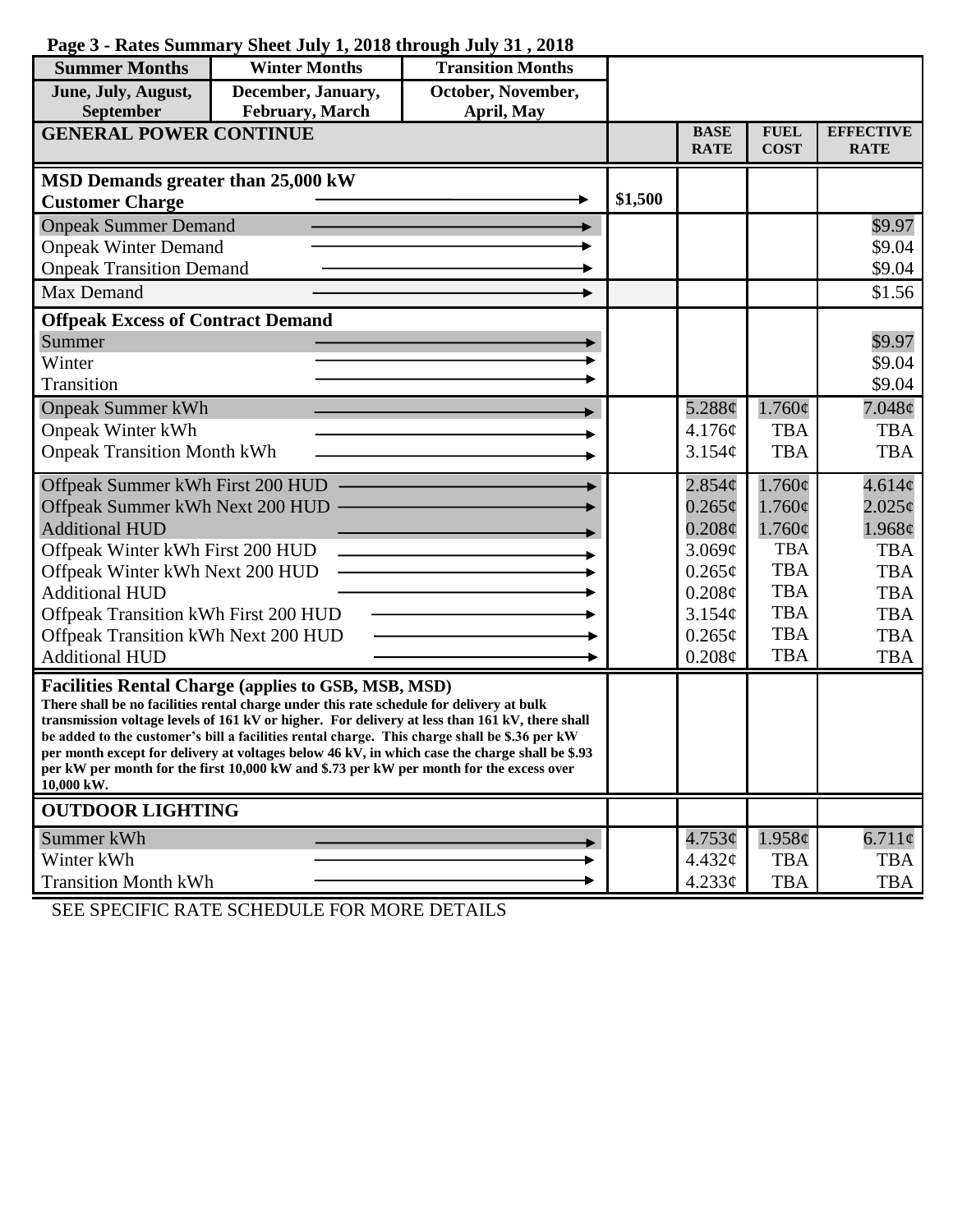**Page 3 - Rates Summary Sheet July 1, 2018 through July 31 , 2018**

| Summer Months | Winter Months | Transition Months |
|---|---|---|
| June, July, August, September | December, January, February, March | October, November, April, May |

| GENERAL POWER CONTINUE | | BASE RATE | FUEL COST | EFFECTIVE RATE |
|---|---|---|---|---|
| **MSD Demands greater than 25,000 kW** | | | | |
| **Customer Charge** | $1,500 | | | |
| Onpeak Summer Demand | | | | $9.97 |
| Onpeak Winter Demand | | | | $9.04 |
| Onpeak Transition Demand | | | | $9.04 |
| Max Demand | | | | $1.56 |
| **Offpeak Excess of Contract Demand** | | | | |
| Summer | | | | $9.97 |
| Winter | | | | $9.04 |
| Transition | | | | $9.04 |
| Onpeak Summer kWh | | 5.288¢ | 1.760¢ | 7.048¢ |
| Onpeak Winter kWh | | 4.176¢ | TBA | TBA |
| Onpeak Transition Month kWh | | 3.154¢ | TBA | TBA |
| Offpeak Summer kWh First 200 HUD | | 2.854¢ | 1.760¢ | 4.614¢ |
| Offpeak Summer kWh Next 200 HUD | | 0.265¢ | 1.760¢ | 2.025¢ |
| Additional HUD | | 0.208¢ | 1.760¢ | 1.968¢ |
| Offpeak Winter kWh First 200 HUD | | 3.069¢ | TBA | TBA |
| Offpeak Winter kWh Next 200 HUD | | 0.265¢ | TBA | TBA |
| Additional HUD | | 0.208¢ | TBA | TBA |
| Offpeak Transition kWh First 200 HUD | | 3.154¢ | TBA | TBA |
| Offpeak Transition kWh Next 200 HUD | | 0.265¢ | TBA | TBA |
| Additional HUD | | 0.208¢ | TBA | TBA |

**Facilities Rental Charge (applies to GSB, MSB, MSD)**
**There shall be no facilities rental charge under this rate schedule for delivery at bulk transmission voltage levels of 161 kV or higher. For delivery at less than 161 kV, there shall be added to the customer's bill a facilities rental charge. This charge shall be $.36 per kW per month except for delivery at voltages below 46 kV, in which case the charge shall be $.93 per kW per month for the first 10,000 kW and $.73 per kW per month for the excess over 10,000 kW.**

| OUTDOOR LIGHTING | | BASE RATE | FUEL COST | EFFECTIVE RATE |
|---|---|---|---|---|
| Summer kWh | | 4.753¢ | 1.958¢ | 6.711¢ |
| Winter kWh | | 4.432¢ | TBA | TBA |
| Transition Month kWh | | 4.233¢ | TBA | TBA |

SEE SPECIFIC RATE SCHEDULE FOR MORE DETAILS